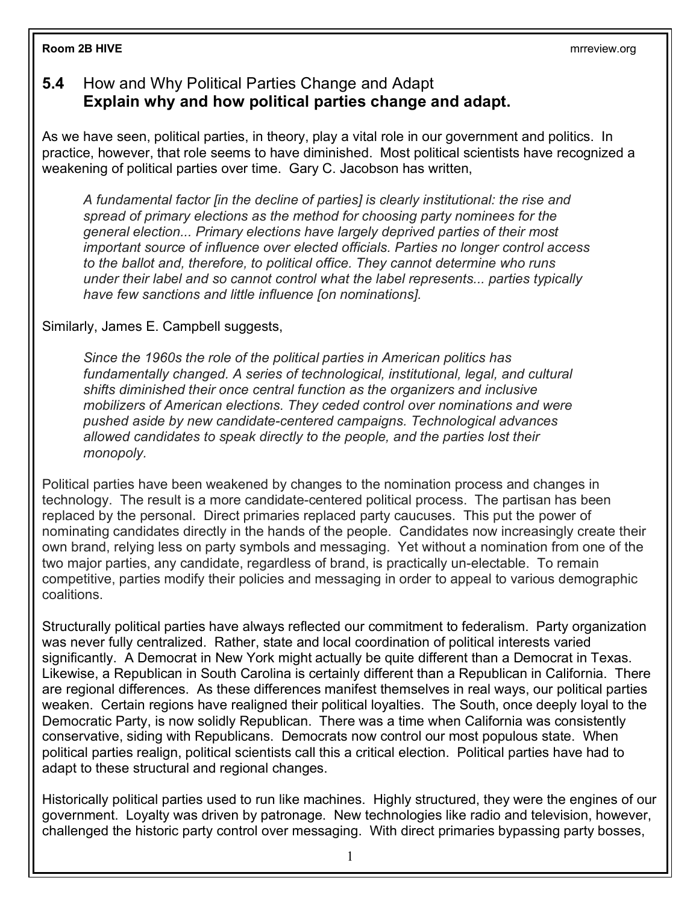## 5.4 How and Why Political Parties Change and Adapt
### Explain why and how political parties change and adapt.

As we have seen, political parties, in theory, play a vital role in our government and politics. In practice, however, that role seems to have diminished. Most political scientists have recognized a weakening of political parties over time. Gary C. Jacobson has written,

> *A fundamental factor [in the decline of parties] is clearly institutional: the rise and spread of primary elections as the method for choosing party nominees for the general election... Primary elections have largely deprived parties of their most important source of influence over elected officials. Parties no longer control access to the ballot and, therefore, to political office. They cannot determine who runs under their label and so cannot control what the label represents... parties typically have few sanctions and little influence [on nominations].*

Similarly, James E. Campbell suggests,

> *Since the 1960s the role of the political parties in American politics has fundamentally changed. A series of technological, institutional, legal, and cultural shifts diminished their once central function as the organizers and inclusive mobilizers of American elections. They ceded control over nominations and were pushed aside by new candidate-centered campaigns. Technological advances allowed candidates to speak directly to the people, and the parties lost their monopoly.*

Political parties have been weakened by changes to the nomination process and changes in technology. The result is a more candidate-centered political process. The partisan has been replaced by the personal. Direct primaries replaced party caucuses. This put the power of nominating candidates directly in the hands of the people. Candidates now increasingly create their own brand, relying less on party symbols and messaging. Yet without a nomination from one of the two major parties, any candidate, regardless of brand, is practically un-electable. To remain competitive, parties modify their policies and messaging in order to appeal to various demographic coalitions.

Structurally political parties have always reflected our commitment to federalism. Party organization was never fully centralized. Rather, state and local coordination of political interests varied significantly. A Democrat in New York might actually be quite different than a Democrat in Texas. Likewise, a Republican in South Carolina is certainly different than a Republican in California. There are regional differences. As these differences manifest themselves in real ways, our political parties weaken. Certain regions have realigned their political loyalties. The South, once deeply loyal to the Democratic Party, is now solidly Republican. There was a time when California was consistently conservative, siding with Republicans. Democrats now control our most populous state. When political parties realign, political scientists call this a critical election. Political parties have had to adapt to these structural and regional changes.

Historically political parties used to run like machines. Highly structured, they were the engines of our government. Loyalty was driven by patronage. New technologies like radio and television, however, challenged the historic party control over messaging. With direct primaries bypassing party bosses,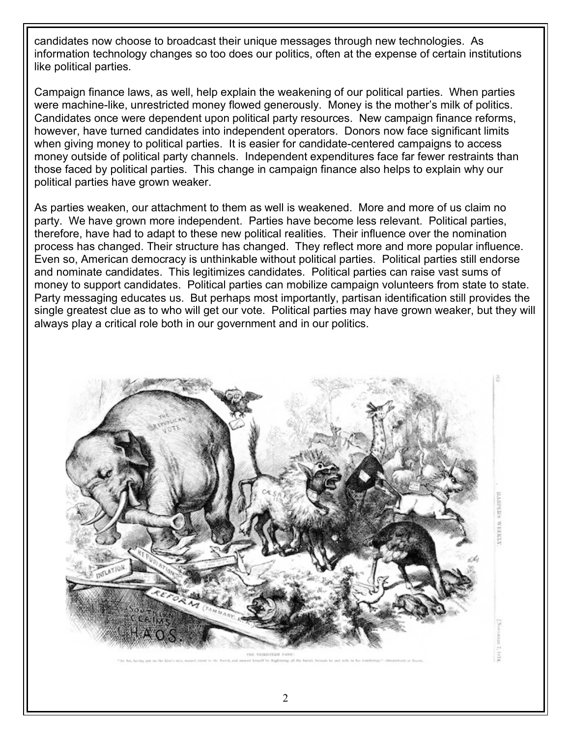candidates now choose to broadcast their unique messages through new technologies. As information technology changes so too does our politics, often at the expense of certain institutions like political parties.

Campaign finance laws, as well, help explain the weakening of our political parties. When parties were machine-like, unrestricted money flowed generously. Money is the mother's milk of politics. Candidates once were dependent upon political party resources. New campaign finance reforms, however, have turned candidates into independent operators. Donors now face significant limits when giving money to political parties. It is easier for candidate-centered campaigns to access money outside of political party channels. Independent expenditures face far fewer restraints than those faced by political parties. This change in campaign finance also helps to explain why our political parties have grown weaker.

As parties weaken, our attachment to them as well is weakened. More and more of us claim no party. We have grown more independent. Parties have become less relevant. Political parties, therefore, have had to adapt to these new political realities. Their influence over the nomination process has changed. Their structure has changed. They reflect more and more popular influence. Even so, American democracy is unthinkable without political parties. Political parties still endorse and nominate candidates. This legitimizes candidates. Political parties can raise vast sums of money to support candidates. Political parties can mobilize campaign volunteers from state to state. Party messaging educates us. But perhaps most importantly, partisan identification still provides the single greatest clue as to who will get our vote. Political parties may have grown weaker, but they will always play a critical role both in our government and in our politics.